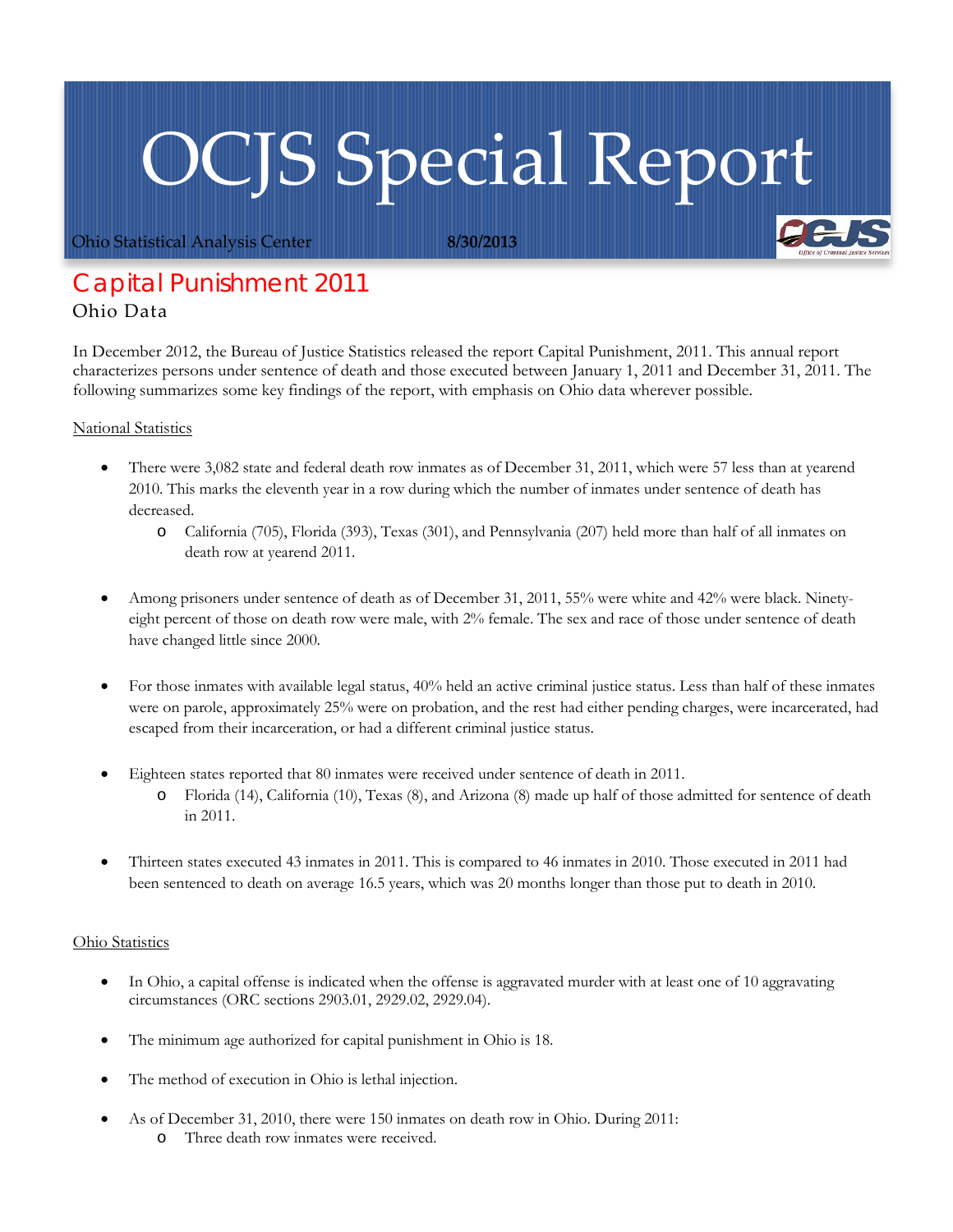# OCJS Special Report

Ohio Statistical Analysis Center **8/30/2013**

## Capital Punishment 2011

### Ohio Data

In December 2012, the Bureau of Justice Statistics released the report Capital Punishment, 2011. This annual report characterizes persons under sentence of death and those executed between January 1, 2011 and December 31, 2011. The following summarizes some key findings of the report, with emphasis on Ohio data wherever possible.

National Statistics

- There were 3,082 state and federal death row inmates as of December 31, 2011, which were 57 less than at yearend 2010. This marks the eleventh year in a row during which the number of inmates under sentence of death has decreased.
  - California (705), Florida (393), Texas (301), and Pennsylvania (207) held more than half of all inmates on death row at yearend 2011.
- Among prisoners under sentence of death as of December 31, 2011, 55% were white and 42% were black. Ninety-eight percent of those on death row were male, with 2% female. The sex and race of those under sentence of death have changed little since 2000.
- For those inmates with available legal status, 40% held an active criminal justice status. Less than half of these inmates were on parole, approximately 25% were on probation, and the rest had either pending charges, were incarcerated, had escaped from their incarceration, or had a different criminal justice status.
- Eighteen states reported that 80 inmates were received under sentence of death in 2011.
  - Florida (14), California (10), Texas (8), and Arizona (8) made up half of those admitted for sentence of death in 2011.
- Thirteen states executed 43 inmates in 2011. This is compared to 46 inmates in 2010. Those executed in 2011 had been sentenced to death on average 16.5 years, which was 20 months longer than those put to death in 2010.

Ohio Statistics

- In Ohio, a capital offense is indicated when the offense is aggravated murder with at least one of 10 aggravating circumstances (ORC sections 2903.01, 2929.02, 2929.04).
- The minimum age authorized for capital punishment in Ohio is 18.
- The method of execution in Ohio is lethal injection.
- As of December 31, 2010, there were 150 inmates on death row in Ohio. During 2011:
  - Three death row inmates were received.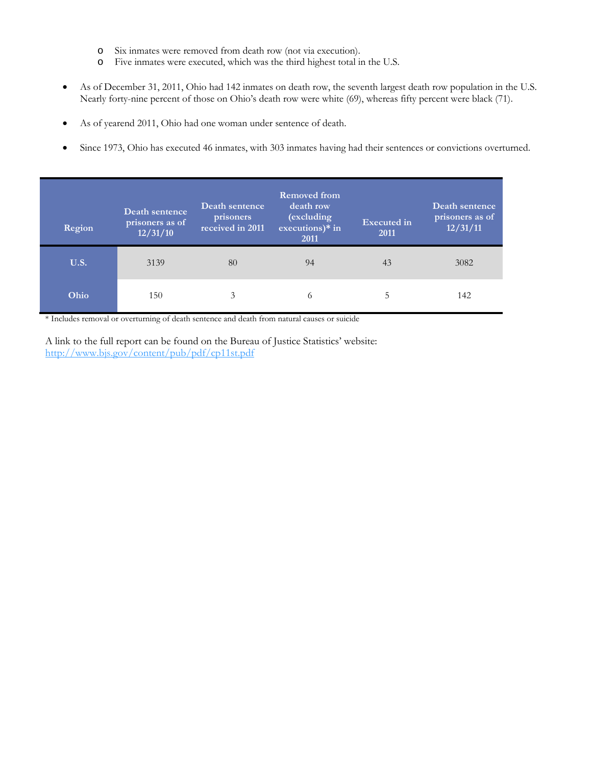- Six inmates were removed from death row (not via execution).
  - Five inmates were executed, which was the third highest total in the U.S.

- As of December 31, 2011, Ohio had 142 inmates on death row, the seventh largest death row population in the U.S. Nearly forty-nine percent of those on Ohio's death row were white (69), whereas fifty percent were black (71).

- As of yearend 2011, Ohio had one woman under sentence of death.

- Since 1973, Ohio has executed 46 inmates, with 303 inmates having had their sentences or convictions overturned.

| Region | Death sentence prisoners as of 12/31/10 | Death sentence prisoners received in 2011 | Removed from death row (excluding executions)* in 2011 | Executed in 2011 | Death sentence prisoners as of 12/31/11 |
|---|---|---|---|---|---|
| U.S. | 3139 | 80 | 94 | 43 | 3082 |
| Ohio | 150 | 3 | 6 | 5 | 142 |

* Includes removal or overturning of death sentence and death from natural causes or suicide

A link to the full report can be found on the Bureau of Justice Statistics' website:
http://www.bjs.gov/content/pub/pdf/cp11st.pdf